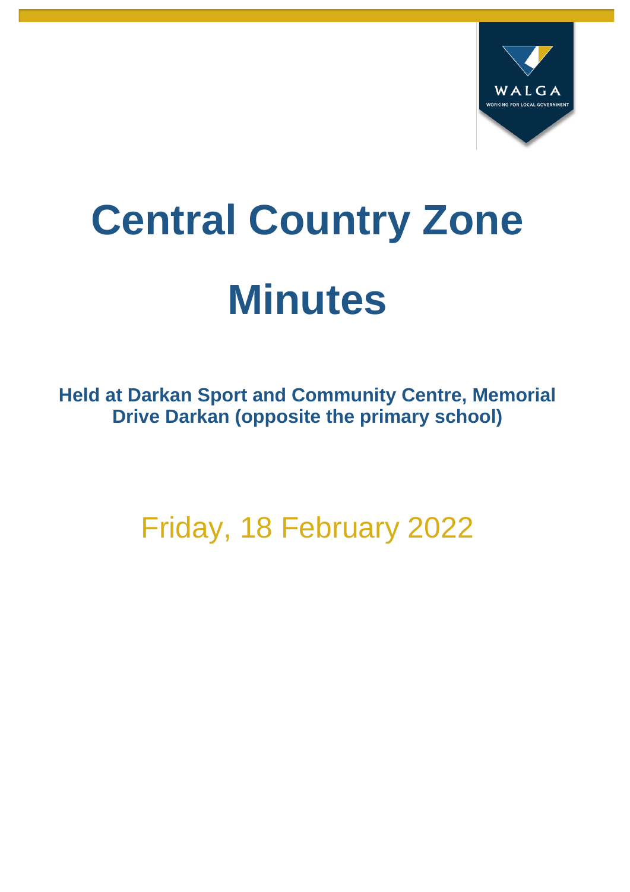# Central Country Zone

# Minutes

**Held at Darkan Sport and Community Centre, Memorial Drive Darkan (opposite the primary school)**

Friday, 18 February 2022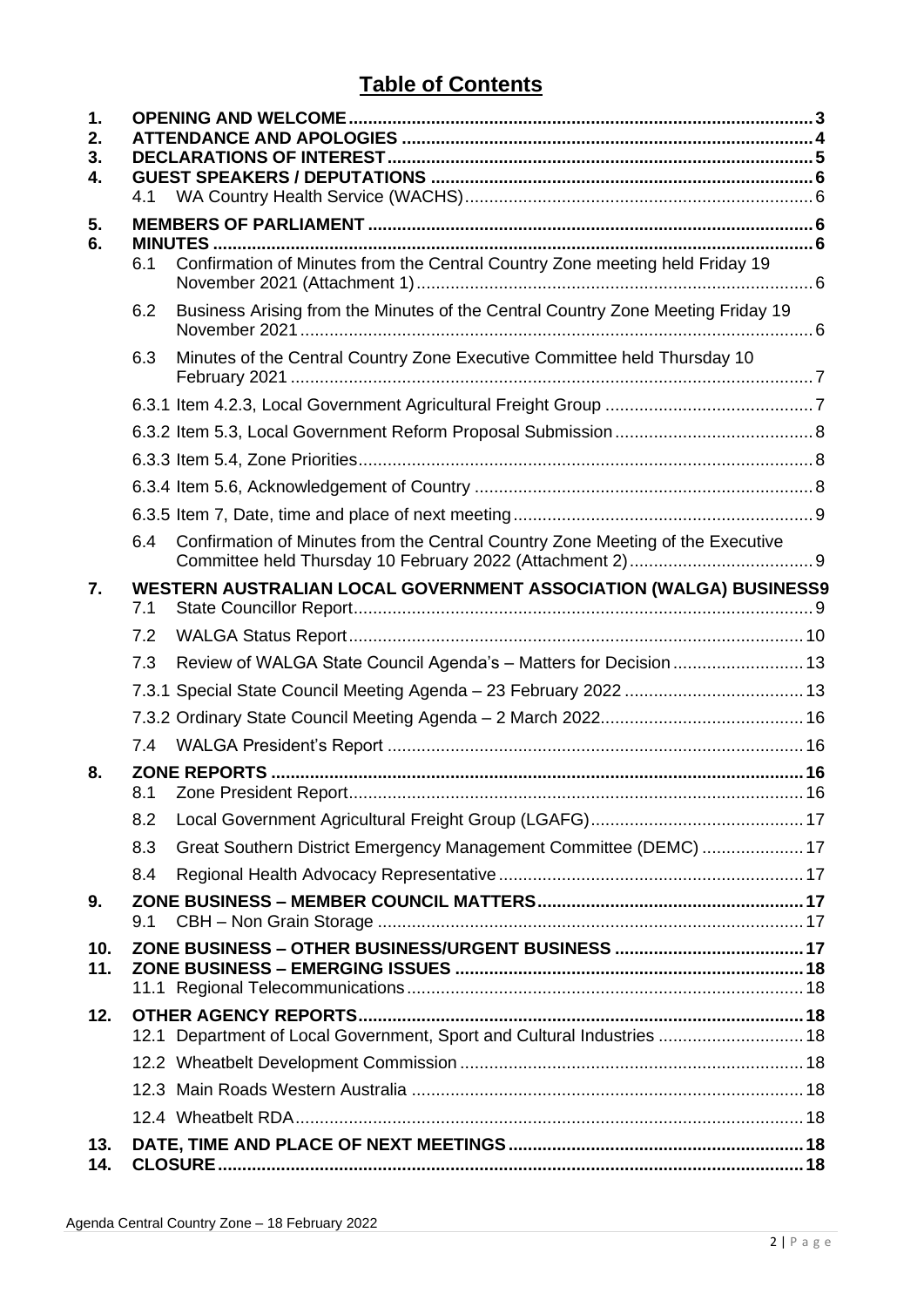# Table of Contents

1. **OPENING AND WELCOME** ... 3
2. **ATTENDANCE AND APOLOGIES** ... 4
3. **DECLARATIONS OF INTEREST** ... 5
4. **GUEST SPEAKERS / DEPUTATIONS** ... 6
   - 4.1 WA Country Health Service (WACHS) ... 6
5. **MEMBERS OF PARLIAMENT** ... 6
6. **MINUTES** ... 6
   - 6.1 Confirmation of Minutes from the Central Country Zone meeting held Friday 19 November 2021 (Attachment 1) ... 6
   - 6.2 Business Arising from the Minutes of the Central Country Zone Meeting Friday 19 November 2021 ... 6
   - 6.3 Minutes of the Central Country Zone Executive Committee held Thursday 10 February 2021 ... 7
   - 6.3.1 Item 4.2.3, Local Government Agricultural Freight Group ... 7
   - 6.3.2 Item 5.3, Local Government Reform Proposal Submission ... 8
   - 6.3.3 Item 5.4, Zone Priorities ... 8
   - 6.3.4 Item 5.6, Acknowledgement of Country ... 8
   - 6.3.5 Item 7, Date, time and place of next meeting ... 9
   - 6.4 Confirmation of Minutes from the Central Country Zone Meeting of the Executive Committee held Thursday 10 February 2022 (Attachment 2) ... 9
7. **WESTERN AUSTRALIAN LOCAL GOVERNMENT ASSOCIATION (WALGA) BUSINESS** ... 9
   - 7.1 State Councillor Report ... 9
   - 7.2 WALGA Status Report ... 10
   - 7.3 Review of WALGA State Council Agenda's – Matters for Decision ... 13
   - 7.3.1 Special State Council Meeting Agenda – 23 February 2022 ... 13
   - 7.3.2 Ordinary State Council Meeting Agenda – 2 March 2022 ... 16
   - 7.4 WALGA President's Report ... 16
8. **ZONE REPORTS** ... 16
   - 8.1 Zone President Report ... 16
   - 8.2 Local Government Agricultural Freight Group (LGAFG) ... 17
   - 8.3 Great Southern District Emergency Management Committee (DEMC) ... 17
   - 8.4 Regional Health Advocacy Representative ... 17
9. **ZONE BUSINESS – MEMBER COUNCIL MATTERS** ... 17
   - 9.1 CBH – Non Grain Storage ... 17
10. **ZONE BUSINESS – OTHER BUSINESS/URGENT BUSINESS** ... 17
11. **ZONE BUSINESS – EMERGING ISSUES** ... 18
    - 11.1 Regional Telecommunications ... 18
12. **OTHER AGENCY REPORTS** ... 18
    - 12.1 Department of Local Government, Sport and Cultural Industries ... 18
    - 12.2 Wheatbelt Development Commission ... 18
    - 12.3 Main Roads Western Australia ... 18
    - 12.4 Wheatbelt RDA ... 18
13. **DATE, TIME AND PLACE OF NEXT MEETINGS** ... 18
14. **CLOSURE** ... 18

Agenda Central Country Zone – 18 February 2022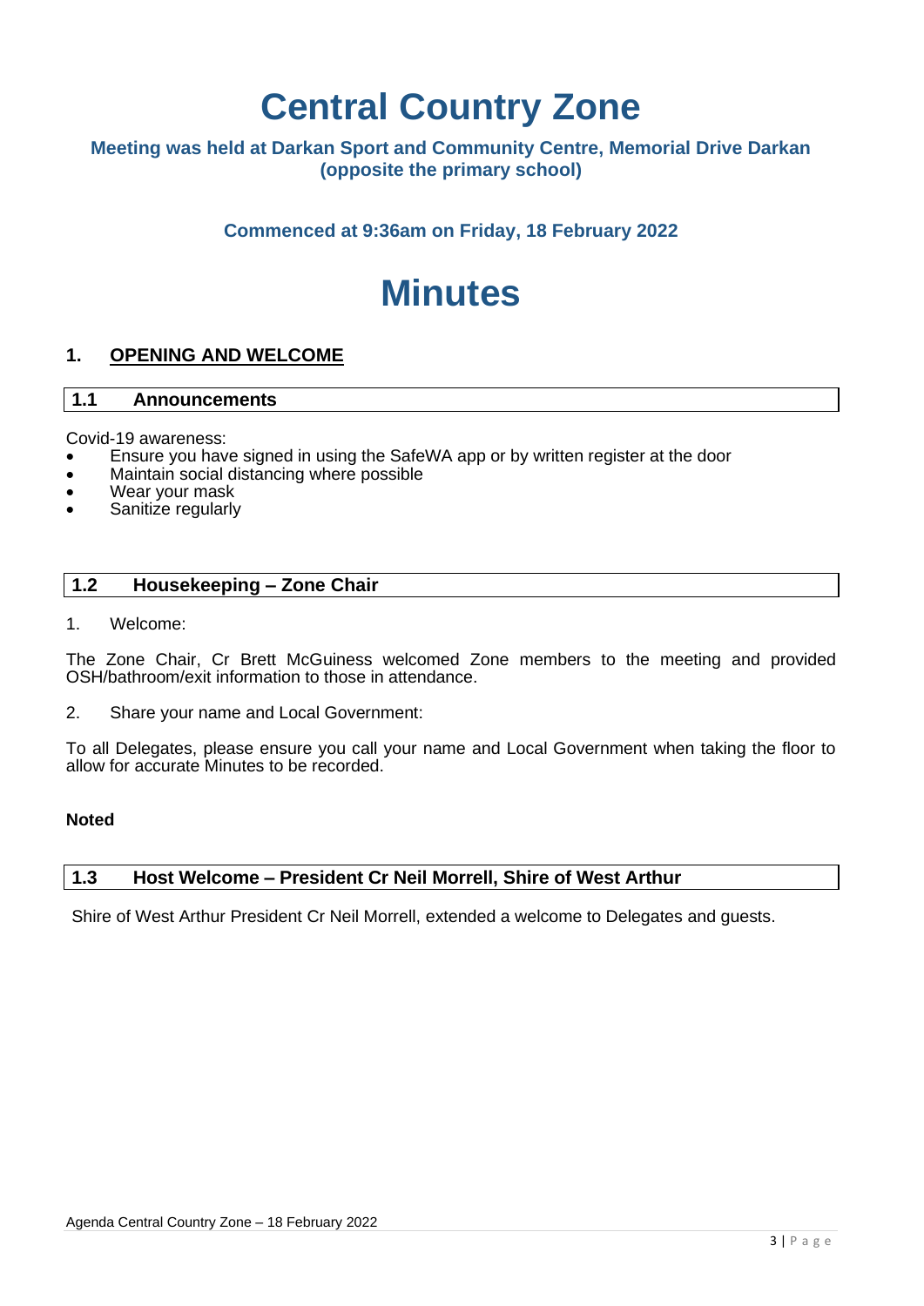# Central Country Zone

**Meeting was held at Darkan Sport and Community Centre, Memorial Drive Darkan (opposite the primary school)**

**Commenced at 9:36am on Friday, 18 February 2022**

# Minutes

## 1. OPENING AND WELCOME

### 1.1 Announcements

Covid-19 awareness:

- Ensure you have signed in using the SafeWA app or by written register at the door
- Maintain social distancing where possible
- Wear your mask
- Sanitize regularly

### 1.2 Housekeeping – Zone Chair

1. Welcome:

The Zone Chair, Cr Brett McGuiness welcomed Zone members to the meeting and provided OSH/bathroom/exit information to those in attendance.

2. Share your name and Local Government:

To all Delegates, please ensure you call your name and Local Government when taking the floor to allow for accurate Minutes to be recorded.

**Noted**

### 1.3 Host Welcome – President Cr Neil Morrell, Shire of West Arthur

Shire of West Arthur President Cr Neil Morrell, extended a welcome to Delegates and guests.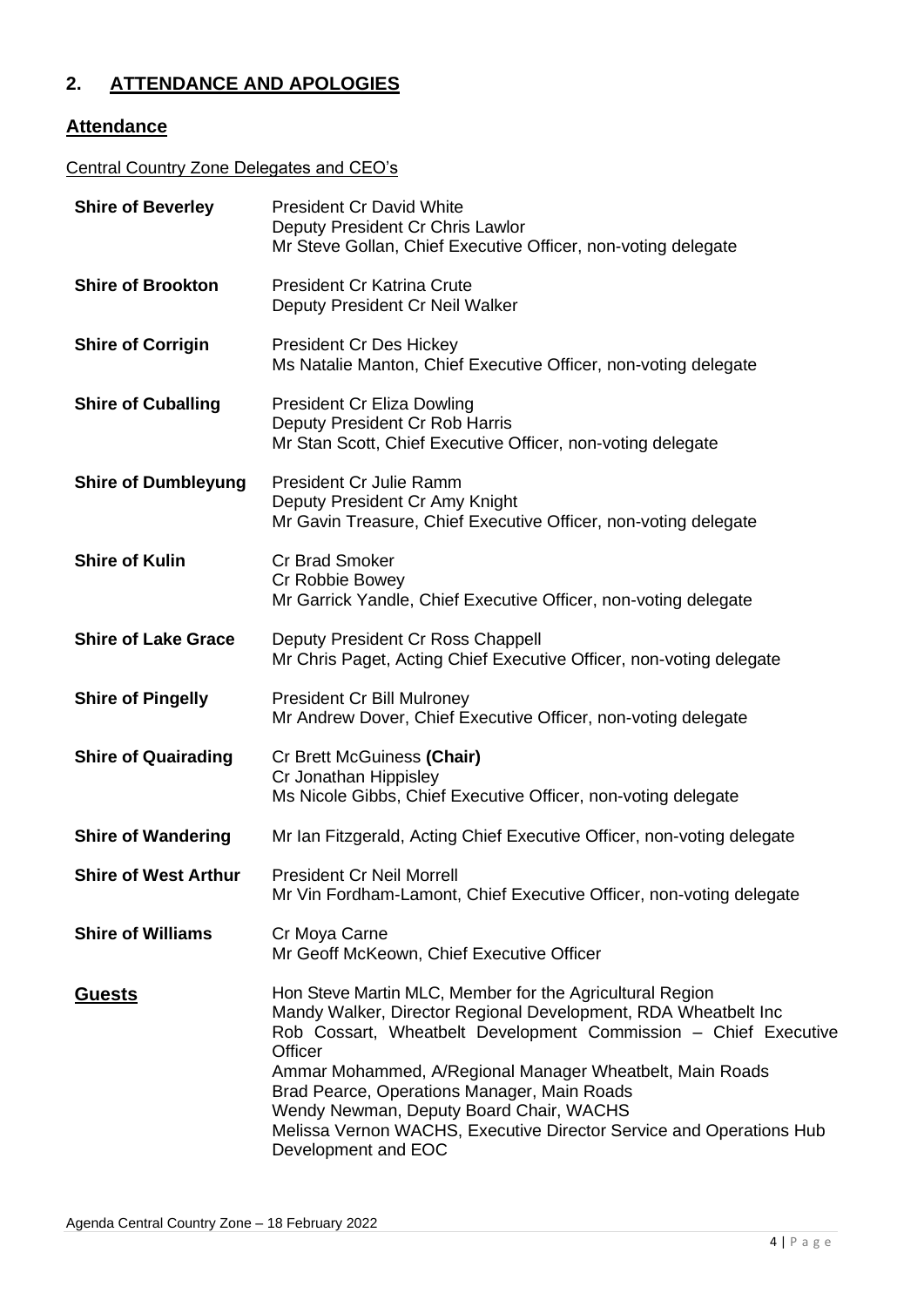## 2. ATTENDANCE AND APOLOGIES

### Attendance

Central Country Zone Delegates and CEO's

| | |
|---|---|
| **Shire of Beverley** | President Cr David White<br>Deputy President Cr Chris Lawlor<br>Mr Steve Gollan, Chief Executive Officer, non-voting delegate |
| **Shire of Brookton** | President Cr Katrina Crute<br>Deputy President Cr Neil Walker |
| **Shire of Corrigin** | President Cr Des Hickey<br>Ms Natalie Manton, Chief Executive Officer, non-voting delegate |
| **Shire of Cuballing** | President Cr Eliza Dowling<br>Deputy President Cr Rob Harris<br>Mr Stan Scott, Chief Executive Officer, non-voting delegate |
| **Shire of Dumbleyung** | President Cr Julie Ramm<br>Deputy President Cr Amy Knight<br>Mr Gavin Treasure, Chief Executive Officer, non-voting delegate |
| **Shire of Kulin** | Cr Brad Smoker<br>Cr Robbie Bowey<br>Mr Garrick Yandle, Chief Executive Officer, non-voting delegate |
| **Shire of Lake Grace** | Deputy President Cr Ross Chappell<br>Mr Chris Paget, Acting Chief Executive Officer, non-voting delegate |
| **Shire of Pingelly** | President Cr Bill Mulroney<br>Mr Andrew Dover, Chief Executive Officer, non-voting delegate |
| **Shire of Quairading** | Cr Brett McGuiness **(Chair)**<br>Cr Jonathan Hippisley<br>Ms Nicole Gibbs, Chief Executive Officer, non-voting delegate |
| **Shire of Wandering** | Mr Ian Fitzgerald, Acting Chief Executive Officer, non-voting delegate |
| **Shire of West Arthur** | President Cr Neil Morrell<br>Mr Vin Fordham-Lamont, Chief Executive Officer, non-voting delegate |
| **Shire of Williams** | Cr Moya Carne<br>Mr Geoff McKeown, Chief Executive Officer |
| **Guests** | Hon Steve Martin MLC, Member for the Agricultural Region<br>Mandy Walker, Director Regional Development, RDA Wheatbelt Inc<br>Rob Cossart, Wheatbelt Development Commission – Chief Executive Officer<br>Ammar Mohammed, A/Regional Manager Wheatbelt, Main Roads<br>Brad Pearce, Operations Manager, Main Roads<br>Wendy Newman, Deputy Board Chair, WACHS<br>Melissa Vernon WACHS, Executive Director Service and Operations Hub Development and EOC |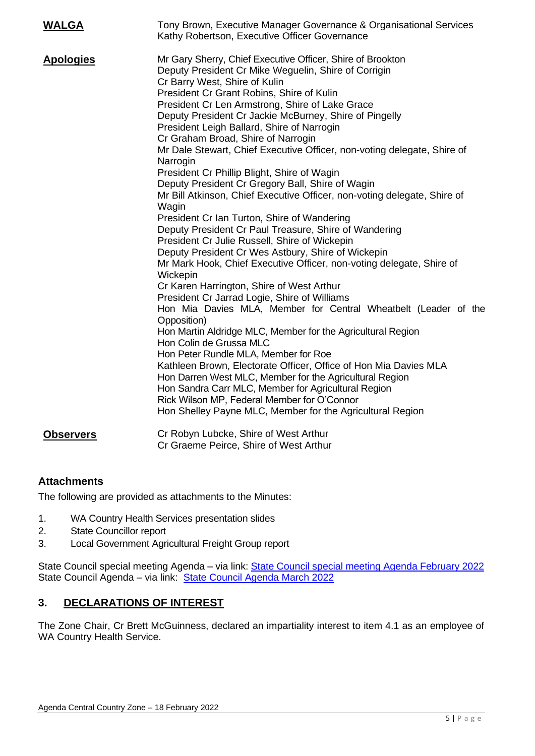**WALGA**

Tony Brown, Executive Manager Governance & Organisational Services
Kathy Robertson, Executive Officer Governance

**Apologies**

Mr Gary Sherry, Chief Executive Officer, Shire of Brookton
Deputy President Cr Mike Weguelin, Shire of Corrigin
Cr Barry West, Shire of Kulin
President Cr Grant Robins, Shire of Kulin
President Cr Len Armstrong, Shire of Lake Grace
Deputy President Cr Jackie McBurney, Shire of Pingelly
President Leigh Ballard, Shire of Narrogin
Cr Graham Broad, Shire of Narrogin
Mr Dale Stewart, Chief Executive Officer, non-voting delegate, Shire of Narrogin
President Cr Phillip Blight, Shire of Wagin
Deputy President Cr Gregory Ball, Shire of Wagin
Mr Bill Atkinson, Chief Executive Officer, non-voting delegate, Shire of Wagin
President Cr Ian Turton, Shire of Wandering
Deputy President Cr Paul Treasure, Shire of Wandering
President Cr Julie Russell, Shire of Wickepin
Deputy President Cr Wes Astbury, Shire of Wickepin
Mr Mark Hook, Chief Executive Officer, non-voting delegate, Shire of Wickepin
Cr Karen Harrington, Shire of West Arthur
President Cr Jarrad Logie, Shire of Williams
Hon Mia Davies MLA, Member for Central Wheatbelt (Leader of the Opposition)
Hon Martin Aldridge MLC, Member for the Agricultural Region
Hon Colin de Grussa MLC
Hon Peter Rundle MLA, Member for Roe
Kathleen Brown, Electorate Officer, Office of Hon Mia Davies MLA
Hon Darren West MLC, Member for the Agricultural Region
Hon Sandra Carr MLC, Member for Agricultural Region
Rick Wilson MP, Federal Member for O'Connor
Hon Shelley Payne MLC, Member for the Agricultural Region

**Observers**

Cr Robyn Lubcke, Shire of West Arthur
Cr Graeme Peirce, Shire of West Arthur

### Attachments

The following are provided as attachments to the Minutes:

1. WA Country Health Services presentation slides
2. State Councillor report
3. Local Government Agricultural Freight Group report

State Council special meeting Agenda – via link: State Council special meeting Agenda February 2022
State Council Agenda – via link: State Council Agenda March 2022

## 3. DECLARATIONS OF INTEREST

The Zone Chair, Cr Brett McGuinness, declared an impartiality interest to item 4.1 as an employee of WA Country Health Service.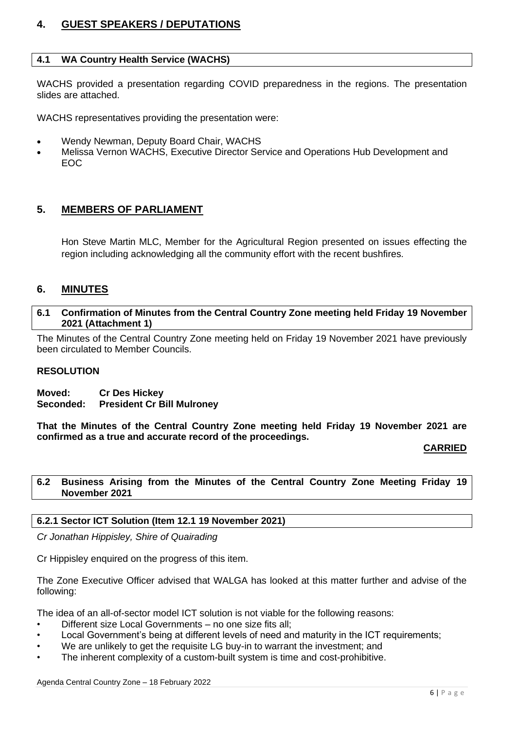## 4. GUEST SPEAKERS / DEPUTATIONS

### 4.1 WA Country Health Service (WACHS)

WACHS provided a presentation regarding COVID preparedness in the regions. The presentation slides are attached.

WACHS representatives providing the presentation were:

- Wendy Newman, Deputy Board Chair, WACHS
- Melissa Vernon WACHS, Executive Director Service and Operations Hub Development and EOC

## 5. MEMBERS OF PARLIAMENT

Hon Steve Martin MLC, Member for the Agricultural Region presented on issues effecting the region including acknowledging all the community effort with the recent bushfires.

## 6. MINUTES

### 6.1 Confirmation of Minutes from the Central Country Zone meeting held Friday 19 November 2021 (Attachment 1)

The Minutes of the Central Country Zone meeting held on Friday 19 November 2021 have previously been circulated to Member Councils.

**RESOLUTION**

**Moved: Cr Des Hickey**
**Seconded: President Cr Bill Mulroney**

**That the Minutes of the Central Country Zone meeting held Friday 19 November 2021 are confirmed as a true and accurate record of the proceedings.**

**CARRIED**

### 6.2 Business Arising from the Minutes of the Central Country Zone Meeting Friday 19 November 2021

#### 6.2.1 Sector ICT Solution (Item 12.1 19 November 2021)

*Cr Jonathan Hippisley, Shire of Quairading*

Cr Hippisley enquired on the progress of this item.

The Zone Executive Officer advised that WALGA has looked at this matter further and advise of the following:

The idea of an all-of-sector model ICT solution is not viable for the following reasons:

- Different size Local Governments – no one size fits all;
- Local Government's being at different levels of need and maturity in the ICT requirements;
- We are unlikely to get the requisite LG buy-in to warrant the investment; and
- The inherent complexity of a custom-built system is time and cost-prohibitive.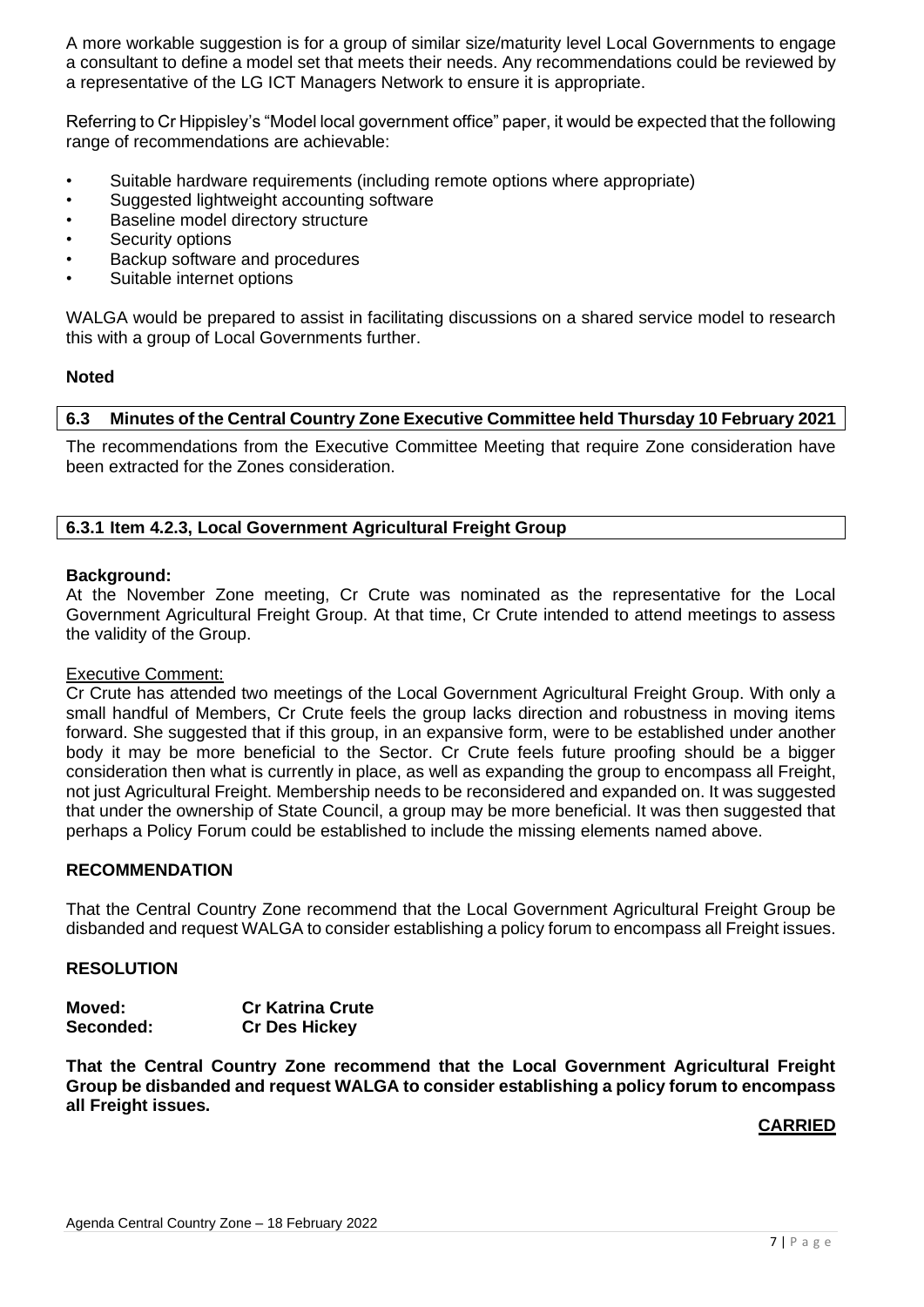A more workable suggestion is for a group of similar size/maturity level Local Governments to engage a consultant to define a model set that meets their needs. Any recommendations could be reviewed by a representative of the LG ICT Managers Network to ensure it is appropriate.

Referring to Cr Hippisley's "Model local government office" paper, it would be expected that the following range of recommendations are achievable:

- Suitable hardware requirements (including remote options where appropriate)
- Suggested lightweight accounting software
- Baseline model directory structure
- Security options
- Backup software and procedures
- Suitable internet options

WALGA would be prepared to assist in facilitating discussions on a shared service model to research this with a group of Local Governments further.

**Noted**

## 6.3 Minutes of the Central Country Zone Executive Committee held Thursday 10 February 2021

The recommendations from the Executive Committee Meeting that require Zone consideration have been extracted for the Zones consideration.

### 6.3.1 Item 4.2.3, Local Government Agricultural Freight Group

**Background:**
At the November Zone meeting, Cr Crute was nominated as the representative for the Local Government Agricultural Freight Group. At that time, Cr Crute intended to attend meetings to assess the validity of the Group.

Executive Comment:
Cr Crute has attended two meetings of the Local Government Agricultural Freight Group. With only a small handful of Members, Cr Crute feels the group lacks direction and robustness in moving items forward. She suggested that if this group, in an expansive form, were to be established under another body it may be more beneficial to the Sector. Cr Crute feels future proofing should be a bigger consideration then what is currently in place, as well as expanding the group to encompass all Freight, not just Agricultural Freight. Membership needs to be reconsidered and expanded on. It was suggested that under the ownership of State Council, a group may be more beneficial. It was then suggested that perhaps a Policy Forum could be established to include the missing elements named above.

**RECOMMENDATION**

That the Central Country Zone recommend that the Local Government Agricultural Freight Group be disbanded and request WALGA to consider establishing a policy forum to encompass all Freight issues.

**RESOLUTION**

**Moved:** **Cr Katrina Crute**
**Seconded:** **Cr Des Hickey**

**That the Central Country Zone recommend that the Local Government Agricultural Freight Group be disbanded and request WALGA to consider establishing a policy forum to encompass all Freight issues.**

**CARRIED**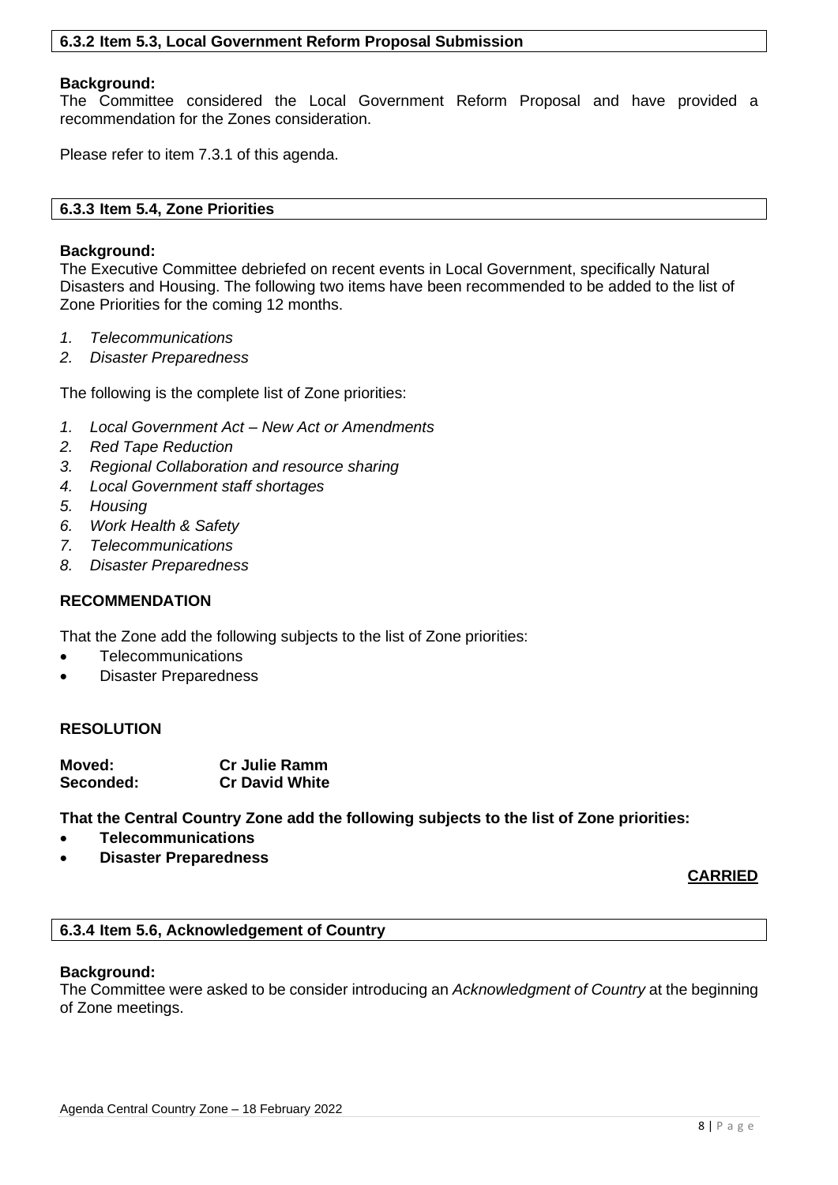### 6.3.2 Item 5.3, Local Government Reform Proposal Submission

**Background:**
The Committee considered the Local Government Reform Proposal and have provided a recommendation for the Zones consideration.

Please refer to item 7.3.1 of this agenda.

### 6.3.3 Item 5.4, Zone Priorities

**Background:**
The Executive Committee debriefed on recent events in Local Government, specifically Natural Disasters and Housing. The following two items have been recommended to be added to the list of Zone Priorities for the coming 12 months.

1. *Telecommunications*
2. *Disaster Preparedness*

The following is the complete list of Zone priorities:

1. *Local Government Act – New Act or Amendments*
2. *Red Tape Reduction*
3. *Regional Collaboration and resource sharing*
4. *Local Government staff shortages*
5. *Housing*
6. *Work Health & Safety*
7. *Telecommunications*
8. *Disaster Preparedness*

**RECOMMENDATION**

That the Zone add the following subjects to the list of Zone priorities:

- Telecommunications
- Disaster Preparedness

**RESOLUTION**

**Moved:** **Cr Julie Ramm**
**Seconded:** **Cr David White**

**That the Central Country Zone add the following subjects to the list of Zone priorities:**

- **Telecommunications**
- **Disaster Preparedness**

**CARRIED**

### 6.3.4 Item 5.6, Acknowledgement of Country

**Background:**
The Committee were asked to be consider introducing an *Acknowledgment of Country* at the beginning of Zone meetings.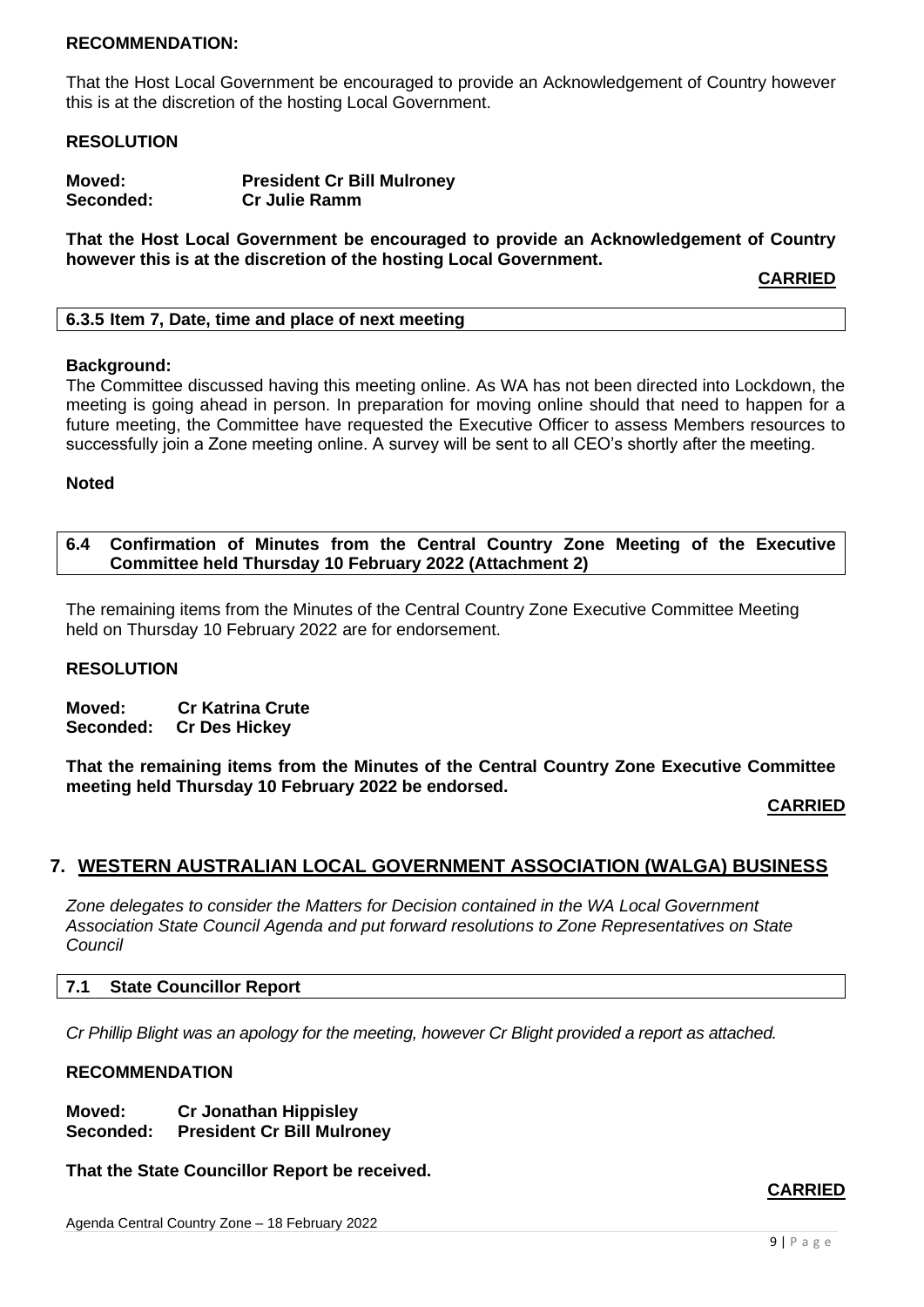**RECOMMENDATION:**

That the Host Local Government be encouraged to provide an Acknowledgement of Country however this is at the discretion of the hosting Local Government.

**RESOLUTION**

**Moved:** **President Cr Bill Mulroney**
**Seconded:** **Cr Julie Ramm**

**That the Host Local Government be encouraged to provide an Acknowledgement of Country however this is at the discretion of the hosting Local Government.**

**CARRIED**

#### 6.3.5 Item 7, Date, time and place of next meeting

**Background:**
The Committee discussed having this meeting online. As WA has not been directed into Lockdown, the meeting is going ahead in person. In preparation for moving online should that need to happen for a future meeting, the Committee have requested the Executive Officer to assess Members resources to successfully join a Zone meeting online. A survey will be sent to all CEO's shortly after the meeting.

**Noted**

### 6.4 Confirmation of Minutes from the Central Country Zone Meeting of the Executive Committee held Thursday 10 February 2022 (Attachment 2)

The remaining items from the Minutes of the Central Country Zone Executive Committee Meeting held on Thursday 10 February 2022 are for endorsement.

**RESOLUTION**

**Moved:** **Cr Katrina Crute**
**Seconded:** **Cr Des Hickey**

**That the remaining items from the Minutes of the Central Country Zone Executive Committee meeting held Thursday 10 February 2022 be endorsed.**

**CARRIED**

## 7. WESTERN AUSTRALIAN LOCAL GOVERNMENT ASSOCIATION (WALGA) BUSINESS

*Zone delegates to consider the Matters for Decision contained in the WA Local Government Association State Council Agenda and put forward resolutions to Zone Representatives on State Council*

### 7.1 State Councillor Report

*Cr Phillip Blight was an apology for the meeting, however Cr Blight provided a report as attached.*

**RECOMMENDATION**

**Moved:** **Cr Jonathan Hippisley**
**Seconded:** **President Cr Bill Mulroney**

**That the State Councillor Report be received.**

**CARRIED**

Agenda Central Country Zone – 18 February 2022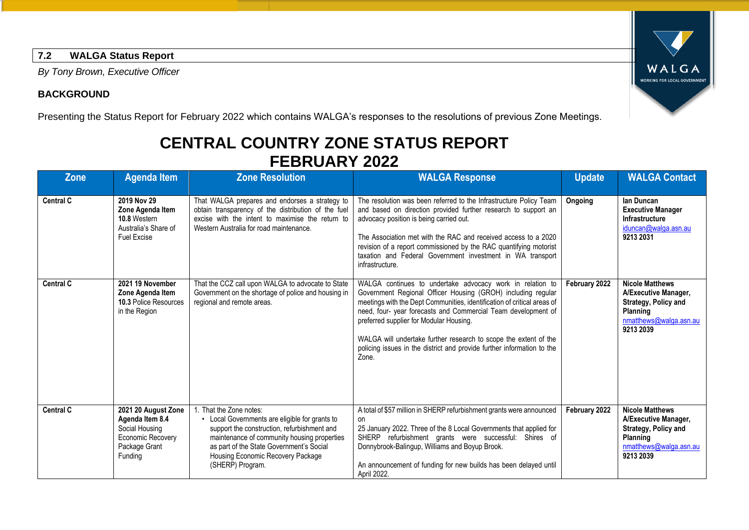## 7.2 WALGA Status Report

*By Tony Brown, Executive Officer*

**BACKGROUND**

Presenting the Status Report for February 2022 which contains WALGA's responses to the resolutions of previous Zone Meetings.

# CENTRAL COUNTRY ZONE STATUS REPORT FEBRUARY 2022

| Zone | Agenda Item | Zone Resolution | WALGA Response | Update | WALGA Contact |
|---|---|---|---|---|---|
| **Central C** | **2019 Nov 29 Zone Agenda Item 10.8** Western Australia's Share of Fuel Excise | That WALGA prepares and endorses a strategy to obtain transparency of the distribution of the fuel excise with the intent to maximise the return to Western Australia for road maintenance. | The resolution was been referred to the Infrastructure Policy Team and based on direction provided further research to support an advocacy position is being carried out.<br><br>The Association met with the RAC and received access to a 2020 revision of a report commissioned by the RAC quantifying motorist taxation and Federal Government investment in WA transport infrastructure. | **Ongoing** | **Ian Duncan**<br>**Executive Manager Infrastructure**<br>iduncan@walga.asn.au<br>**9213 2031** |
| **Central C** | **2021 19 November Zone Agenda Item 10.3** Police Resources in the Region | That the CCZ call upon WALGA to advocate to State Government on the shortage of police and housing in regional and remote areas. | WALGA continues to undertake advocacy work in relation to Government Regional Officer Housing (GROH) including regular meetings with the Dept Communities, identification of critical areas of need, four- year forecasts and Commercial Team development of preferred supplier for Modular Housing.<br><br>WALGA will undertake further research to scope the extent of the policing issues in the district and provide further information to the Zone. | **February 2022** | **Nicole Matthews**<br>**A/Executive Manager, Strategy, Policy and Planning**<br>nmatthews@walga.asn.au<br>**9213 2039** |
| **Central C** | **2021 20 August Zone Agenda Item 8.4** Social Housing Economic Recovery Package Grant Funding | 1. That the Zone notes:<br>• Local Governments are eligible for grants to support the construction, refurbishment and maintenance of community housing properties as part of the State Government's Social Housing Economic Recovery Package (SHERP) Program. | A total of $57 million in SHERP refurbishment grants were announced on<br>25 January 2022. Three of the 8 Local Governments that applied for SHERP refurbishment grants were successful: Shires of Donnybrook-Balingup, Williams and Boyup Brook.<br><br>An announcement of funding for new builds has been delayed until April 2022. | **February 2022** | **Nicole Matthews**<br>**A/Executive Manager, Strategy, Policy and Planning**<br>nmatthews@walga.asn.au<br>**9213 2039** |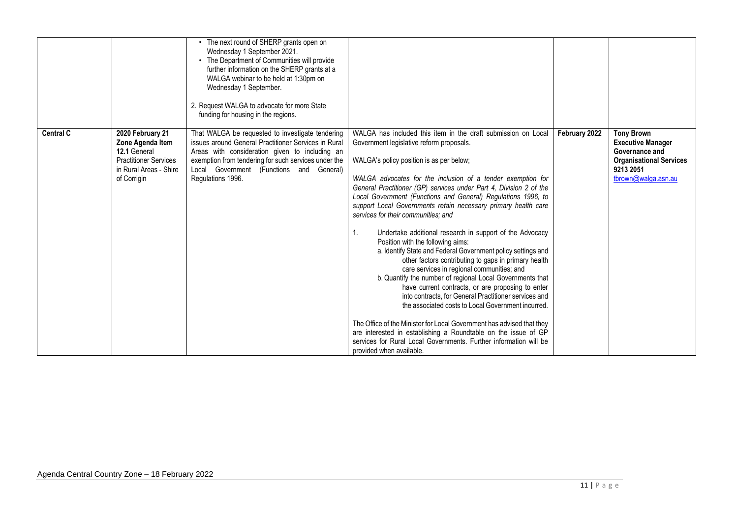| | | | | | |
|---|---|---|---|---|---|
| | | • The next round of SHERP grants open on Wednesday 1 September 2021.<br>• The Department of Communities will provide further information on the SHERP grants at a WALGA webinar to be held at 1:30pm on Wednesday 1 September.<br><br>2. Request WALGA to advocate for more State funding for housing in the regions. | | | |
| **Central C** | **2020 February 21 Zone Agenda Item 12.1** General Practitioner Services in Rural Areas - Shire of Corrigin | That WALGA be requested to investigate tendering issues around General Practitioner Services in Rural Areas with consideration given to including an exemption from tendering for such services under the Local Government (Functions and General) Regulations 1996. | WALGA has included this item in the draft submission on Local Government legislative reform proposals.<br><br>WALGA's policy position is as per below;<br><br>*WALGA advocates for the inclusion of a tender exemption for General Practitioner (GP) services under Part 4, Division 2 of the Local Government (Functions and General) Regulations 1996, to support Local Governments retain necessary primary health care services for their communities; and*<br><br>1. Undertake additional research in support of the Advocacy Position with the following aims:<br>a. Identify State and Federal Government policy settings and other factors contributing to gaps in primary health care services in regional communities; and<br>b. Quantify the number of regional Local Governments that have current contracts, or are proposing to enter into contracts, for General Practitioner services and the associated costs to Local Government incurred.<br><br>The Office of the Minister for Local Government has advised that they are interested in establishing a Roundtable on the issue of GP services for Rural Local Governments. Further information will be provided when available. | **February 2022** | **Tony Brown Executive Manager Governance and Organisational Services 9213 2051** tbrown@walga.asn.au |

Agenda Central Country Zone – 18 February 2022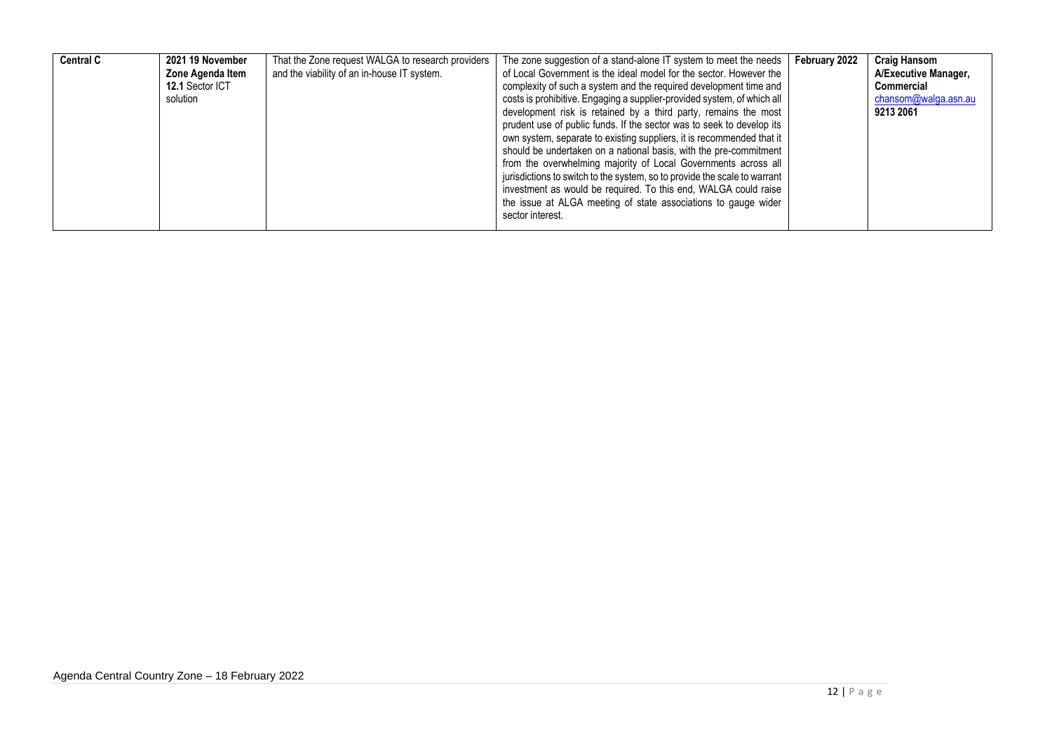| | | | | | |
|---|---|---|---|---|---|
| **Central C** | **2021 19 November Zone Agenda Item 12.1** Sector ICT solution | That the Zone request WALGA to research providers and the viability of an in-house IT system. | The zone suggestion of a stand-alone IT system to meet the needs of Local Government is the ideal model for the sector. However the complexity of such a system and the required development time and costs is prohibitive. Engaging a supplier-provided system, of which all development risk is retained by a third party, remains the most prudent use of public funds. If the sector was to seek to develop its own system, separate to existing suppliers, it is recommended that it should be undertaken on a national basis, with the pre-commitment from the overwhelming majority of Local Governments across all jurisdictions to switch to the system, so to provide the scale to warrant investment as would be required. To this end, WALGA could raise the issue at ALGA meeting of state associations to gauge wider sector interest. | **February 2022** | **Craig Hansom A/Executive Manager, Commercial** chansom@walga.asn.au **9213 2061** |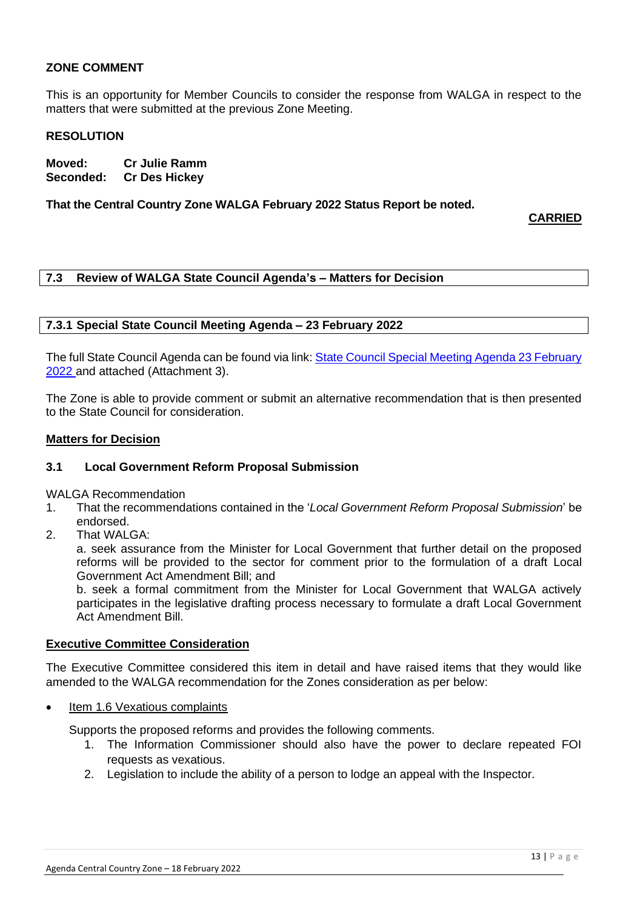**ZONE COMMENT**

This is an opportunity for Member Councils to consider the response from WALGA in respect to the matters that were submitted at the previous Zone Meeting.

**RESOLUTION**

**Moved:** **Cr Julie Ramm**
**Seconded:** **Cr Des Hickey**

**That the Central Country Zone WALGA February 2022 Status Report be noted.**

**CARRIED**

## 7.3 Review of WALGA State Council Agenda's – Matters for Decision

### 7.3.1 Special State Council Meeting Agenda – 23 February 2022

The full State Council Agenda can be found via link: [State Council Special Meeting Agenda 23 February 2022](#) and attached (Attachment 3).

The Zone is able to provide comment or submit an alternative recommendation that is then presented to the State Council for consideration.

**Matters for Decision**

**3.1 Local Government Reform Proposal Submission**

WALGA Recommendation

1. That the recommendations contained in the '*Local Government Reform Proposal Submission*' be endorsed.
2. That WALGA:

   a. seek assurance from the Minister for Local Government that further detail on the proposed reforms will be provided to the sector for comment prior to the formulation of a draft Local Government Act Amendment Bill; and

   b. seek a formal commitment from the Minister for Local Government that WALGA actively participates in the legislative drafting process necessary to formulate a draft Local Government Act Amendment Bill.

**Executive Committee Consideration**

The Executive Committee considered this item in detail and have raised items that they would like amended to the WALGA recommendation for the Zones consideration as per below:

- Item 1.6 Vexatious complaints

  Supports the proposed reforms and provides the following comments.

  1. The Information Commissioner should also have the power to declare repeated FOI requests as vexatious.
  2. Legislation to include the ability of a person to lodge an appeal with the Inspector.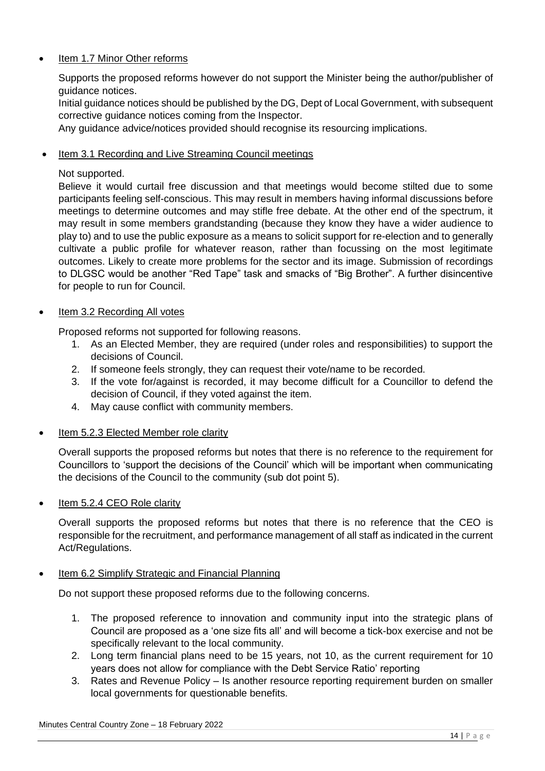- Item 1.7 Minor Other reforms

  Supports the proposed reforms however do not support the Minister being the author/publisher of guidance notices.

  Initial guidance notices should be published by the DG, Dept of Local Government, with subsequent corrective guidance notices coming from the Inspector.

  Any guidance advice/notices provided should recognise its resourcing implications.

- Item 3.1 Recording and Live Streaming Council meetings

  Not supported.

  Believe it would curtail free discussion and that meetings would become stilted due to some participants feeling self-conscious. This may result in members having informal discussions before meetings to determine outcomes and may stifle free debate. At the other end of the spectrum, it may result in some members grandstanding (because they know they have a wider audience to play to) and to use the public exposure as a means to solicit support for re-election and to generally cultivate a public profile for whatever reason, rather than focussing on the most legitimate outcomes. Likely to create more problems for the sector and its image. Submission of recordings to DLGSC would be another "Red Tape" task and smacks of "Big Brother". A further disincentive for people to run for Council.

- Item 3.2 Recording All votes

  Proposed reforms not supported for following reasons.

  1. As an Elected Member, they are required (under roles and responsibilities) to support the decisions of Council.
  2. If someone feels strongly, they can request their vote/name to be recorded.
  3. If the vote for/against is recorded, it may become difficult for a Councillor to defend the decision of Council, if they voted against the item.
  4. May cause conflict with community members.

- Item 5.2.3 Elected Member role clarity

  Overall supports the proposed reforms but notes that there is no reference to the requirement for Councillors to 'support the decisions of the Council' which will be important when communicating the decisions of the Council to the community (sub dot point 5).

- Item 5.2.4 CEO Role clarity

  Overall supports the proposed reforms but notes that there is no reference that the CEO is responsible for the recruitment, and performance management of all staff as indicated in the current Act/Regulations.

- Item 6.2 Simplify Strategic and Financial Planning

  Do not support these proposed reforms due to the following concerns.

  1. The proposed reference to innovation and community input into the strategic plans of Council are proposed as a 'one size fits all' and will become a tick-box exercise and not be specifically relevant to the local community.
  2. Long term financial plans need to be 15 years, not 10, as the current requirement for 10 years does not allow for compliance with the Debt Service Ratio' reporting
  3. Rates and Revenue Policy – Is another resource reporting requirement burden on smaller local governments for questionable benefits.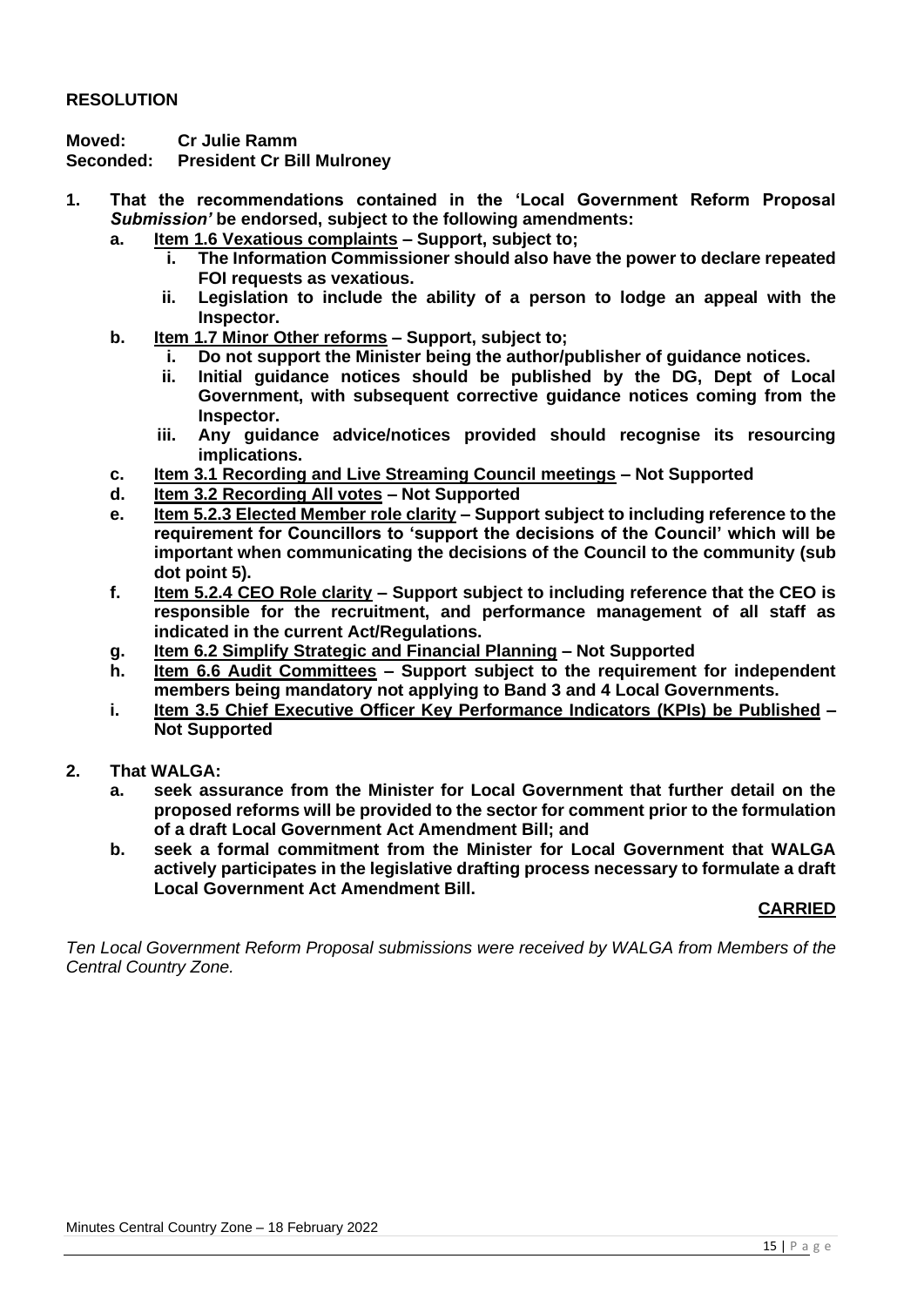**RESOLUTION**

**Moved: Cr Julie Ramm**
**Seconded: President Cr Bill Mulroney**

1. **That the recommendations contained in the 'Local Government Reform Proposal *Submission'* be endorsed, subject to the following amendments:**
   a. **<u>Item 1.6 Vexatious complaints</u> – Support, subject to;**
      i. **The Information Commissioner should also have the power to declare repeated FOI requests as vexatious.**
      ii. **Legislation to include the ability of a person to lodge an appeal with the Inspector.**
   b. **<u>Item 1.7 Minor Other reforms</u> – Support, subject to;**
      i. **Do not support the Minister being the author/publisher of guidance notices.**
      ii. **Initial guidance notices should be published by the DG, Dept of Local Government, with subsequent corrective guidance notices coming from the Inspector.**
      iii. **Any guidance advice/notices provided should recognise its resourcing implications.**
   c. **<u>Item 3.1 Recording and Live Streaming Council meetings</u> – Not Supported**
   d. **<u>Item 3.2 Recording All votes</u> – Not Supported**
   e. **<u>Item 5.2.3 Elected Member role clarity</u> – Support subject to including reference to the requirement for Councillors to 'support the decisions of the Council' which will be important when communicating the decisions of the Council to the community (sub dot point 5).**
   f. **<u>Item 5.2.4 CEO Role clarity</u> – Support subject to including reference that the CEO is responsible for the recruitment, and performance management of all staff as indicated in the current Act/Regulations.**
   g. **<u>Item 6.2 Simplify Strategic and Financial Planning</u> – Not Supported**
   h. **<u>Item 6.6 Audit Committees</u> – Support subject to the requirement for independent members being mandatory not applying to Band 3 and 4 Local Governments.**
   i. **<u>Item 3.5 Chief Executive Officer Key Performance Indicators (KPIs) be Published</u> – Not Supported**

2. **That WALGA:**
   a. **seek assurance from the Minister for Local Government that further detail on the proposed reforms will be provided to the sector for comment prior to the formulation of a draft Local Government Act Amendment Bill; and**
   b. **seek a formal commitment from the Minister for Local Government that WALGA actively participates in the legislative drafting process necessary to formulate a draft Local Government Act Amendment Bill.**

**<u>CARRIED</u>**

*Ten Local Government Reform Proposal submissions were received by WALGA from Members of the Central Country Zone.*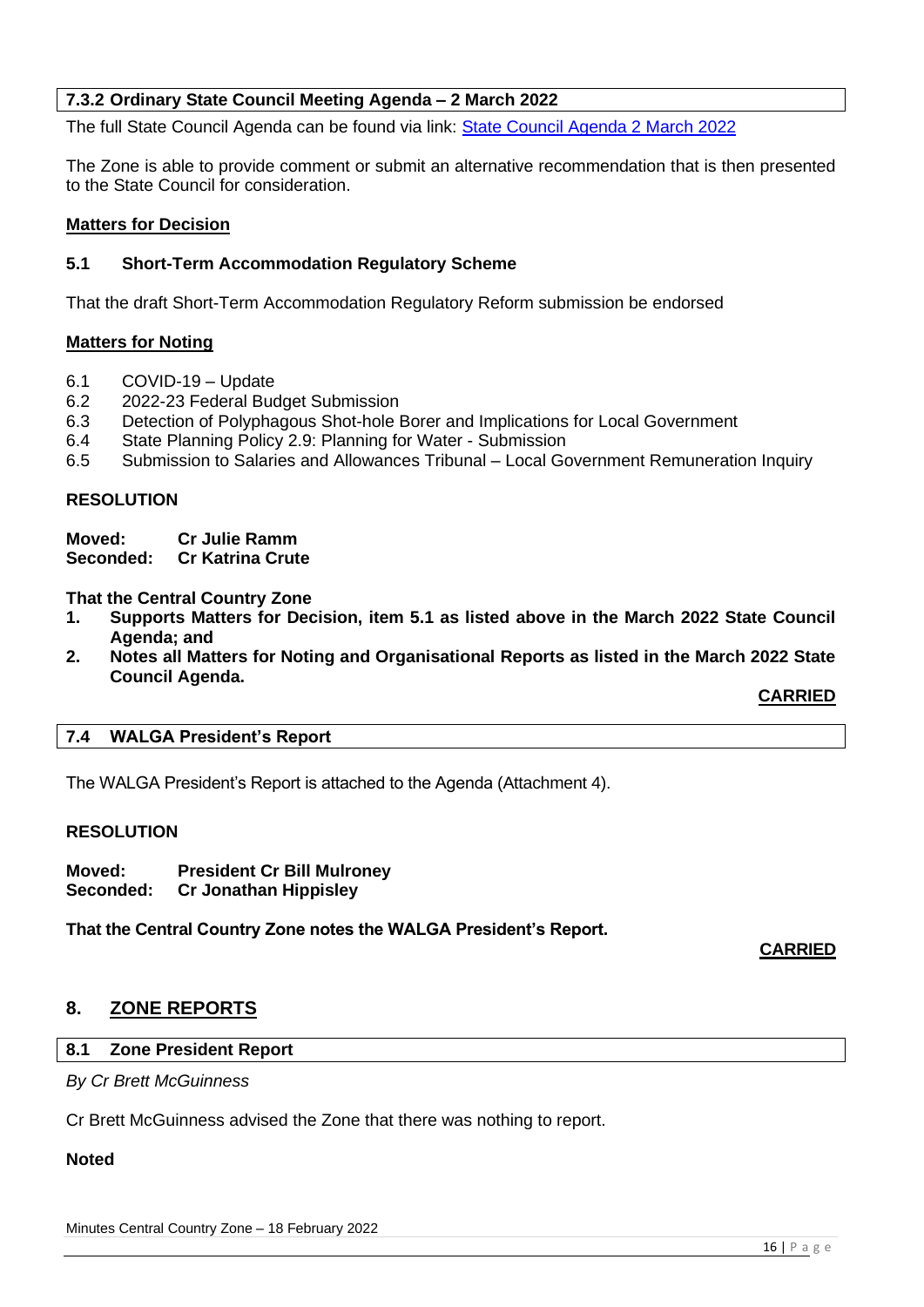### 7.3.2 Ordinary State Council Meeting Agenda – 2 March 2022

The full State Council Agenda can be found via link: [State Council Agenda 2 March 2022]

The Zone is able to provide comment or submit an alternative recommendation that is then presented to the State Council for consideration.

**Matters for Decision**

**5.1 Short-Term Accommodation Regulatory Scheme**

That the draft Short-Term Accommodation Regulatory Reform submission be endorsed

**Matters for Noting**

6.1 COVID-19 – Update
6.2 2022-23 Federal Budget Submission
6.3 Detection of Polyphagous Shot-hole Borer and Implications for Local Government
6.4 State Planning Policy 2.9: Planning for Water - Submission
6.5 Submission to Salaries and Allowances Tribunal – Local Government Remuneration Inquiry

**RESOLUTION**

**Moved: Cr Julie Ramm**
**Seconded: Cr Katrina Crute**

**That the Central Country Zone**

1. **Supports Matters for Decision, item 5.1 as listed above in the March 2022 State Council Agenda; and**
2. **Notes all Matters for Noting and Organisational Reports as listed in the March 2022 State Council Agenda.**

**CARRIED**

### 7.4 WALGA President's Report

The WALGA President's Report is attached to the Agenda (Attachment 4).

**RESOLUTION**

**Moved: President Cr Bill Mulroney**
**Seconded: Cr Jonathan Hippisley**

**That the Central Country Zone notes the WALGA President's Report.**

**CARRIED**

## 8. ZONE REPORTS

### 8.1 Zone President Report

*By Cr Brett McGuinness*

Cr Brett McGuinness advised the Zone that there was nothing to report.

**Noted**

Minutes Central Country Zone – 18 February 2022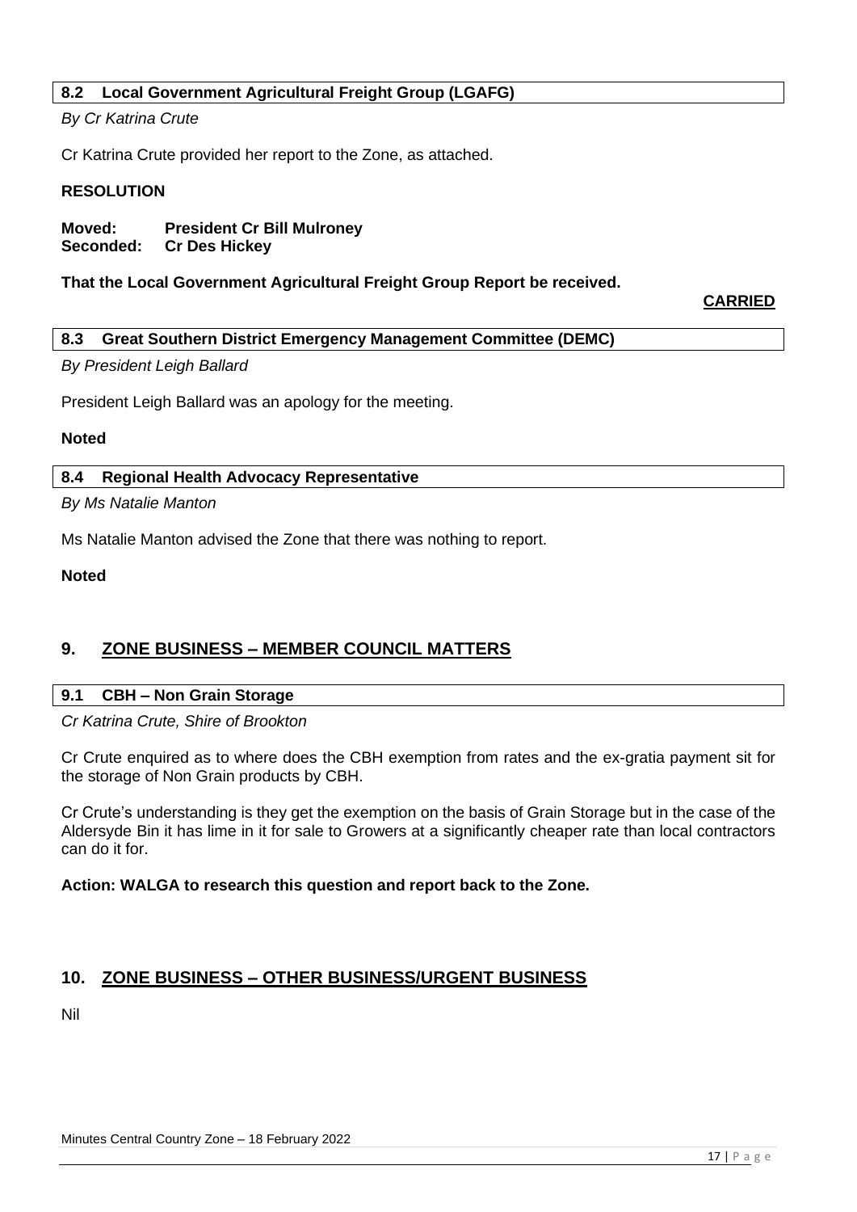### 8.2 Local Government Agricultural Freight Group (LGAFG)

*By Cr Katrina Crute*

Cr Katrina Crute provided her report to the Zone, as attached.

**RESOLUTION**

**Moved: President Cr Bill Mulroney**
**Seconded: Cr Des Hickey**

**That the Local Government Agricultural Freight Group Report be received.**

**CARRIED**

### 8.3 Great Southern District Emergency Management Committee (DEMC)

*By President Leigh Ballard*

President Leigh Ballard was an apology for the meeting.

**Noted**

### 8.4 Regional Health Advocacy Representative

*By Ms Natalie Manton*

Ms Natalie Manton advised the Zone that there was nothing to report.

**Noted**

## 9. ZONE BUSINESS – MEMBER COUNCIL MATTERS

### 9.1 CBH – Non Grain Storage

*Cr Katrina Crute, Shire of Brookton*

Cr Crute enquired as to where does the CBH exemption from rates and the ex-gratia payment sit for the storage of Non Grain products by CBH.

Cr Crute's understanding is they get the exemption on the basis of Grain Storage but in the case of the Aldersyde Bin it has lime in it for sale to Growers at a significantly cheaper rate than local contractors can do it for.

**Action: WALGA to research this question and report back to the Zone.**

## 10. ZONE BUSINESS – OTHER BUSINESS/URGENT BUSINESS

Nil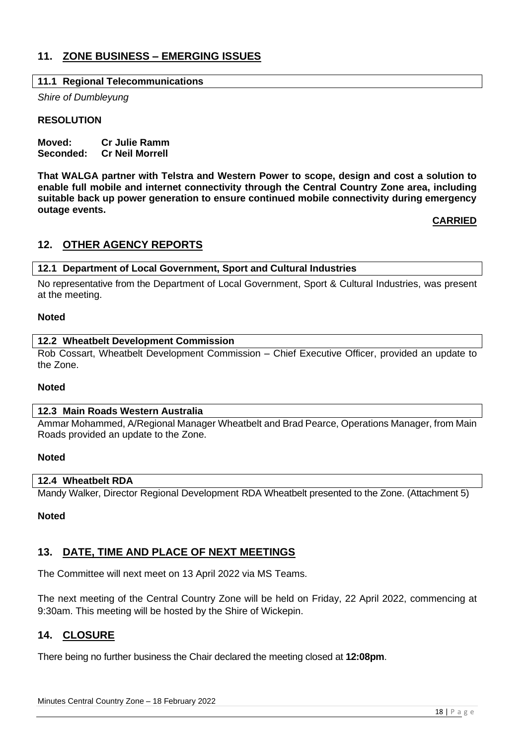## 11. ZONE BUSINESS – EMERGING ISSUES

### 11.1 Regional Telecommunications

*Shire of Dumbleyung*

**RESOLUTION**

**Moved: Cr Julie Ramm**
**Seconded: Cr Neil Morrell**

**That WALGA partner with Telstra and Western Power to scope, design and cost a solution to enable full mobile and internet connectivity through the Central Country Zone area, including suitable back up power generation to ensure continued mobile connectivity during emergency outage events.**

**CARRIED**

## 12. OTHER AGENCY REPORTS

### 12.1 Department of Local Government, Sport and Cultural Industries

No representative from the Department of Local Government, Sport & Cultural Industries, was present at the meeting.

**Noted**

### 12.2 Wheatbelt Development Commission

Rob Cossart, Wheatbelt Development Commission – Chief Executive Officer, provided an update to the Zone.

**Noted**

### 12.3 Main Roads Western Australia

Ammar Mohammed, A/Regional Manager Wheatbelt and Brad Pearce, Operations Manager, from Main Roads provided an update to the Zone.

**Noted**

### 12.4 Wheatbelt RDA

Mandy Walker, Director Regional Development RDA Wheatbelt presented to the Zone. (Attachment 5)

**Noted**

## 13. DATE, TIME AND PLACE OF NEXT MEETINGS

The Committee will next meet on 13 April 2022 via MS Teams.

The next meeting of the Central Country Zone will be held on Friday, 22 April 2022, commencing at 9:30am. This meeting will be hosted by the Shire of Wickepin.

## 14. CLOSURE

There being no further business the Chair declared the meeting closed at **12:08pm**.